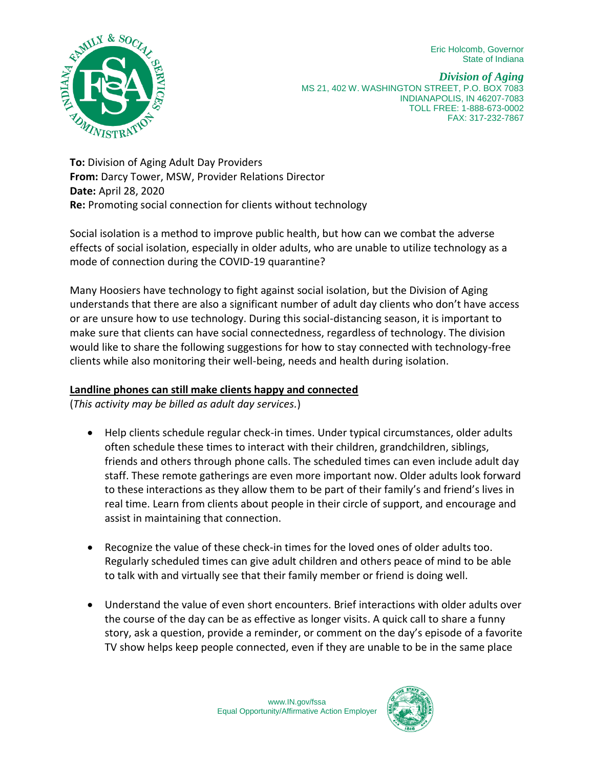Eric Holcomb, Governor
State of Indiana

***Division of Aging***
MS 21, 402 W. WASHINGTON STREET, P.O. BOX 7083
INDIANAPOLIS, IN 46207-7083
TOLL FREE: 1-888-673-0002
FAX: 317-232-7867

**To:** Division of Aging Adult Day Providers
**From:** Darcy Tower, MSW, Provider Relations Director
**Date:** April 28, 2020
**Re:** Promoting social connection for clients without technology

Social isolation is a method to improve public health, but how can we combat the adverse effects of social isolation, especially in older adults, who are unable to utilize technology as a mode of connection during the COVID-19 quarantine?

Many Hoosiers have technology to fight against social isolation, but the Division of Aging understands that there are also a significant number of adult day clients who don't have access or are unsure how to use technology. During this social-distancing season, it is important to make sure that clients can have social connectedness, regardless of technology. The division would like to share the following suggestions for how to stay connected with technology-free clients while also monitoring their well-being, needs and health during isolation.

**Landline phones can still make clients happy and connected**

(*This activity may be billed as adult day services.*)

- Help clients schedule regular check-in times. Under typical circumstances, older adults often schedule these times to interact with their children, grandchildren, siblings, friends and others through phone calls. The scheduled times can even include adult day staff. These remote gatherings are even more important now. Older adults look forward to these interactions as they allow them to be part of their family's and friend's lives in real time. Learn from clients about people in their circle of support, and encourage and assist in maintaining that connection.

- Recognize the value of these check-in times for the loved ones of older adults too. Regularly scheduled times can give adult children and others peace of mind to be able to talk with and virtually see that their family member or friend is doing well.

- Understand the value of even short encounters. Brief interactions with older adults over the course of the day can be as effective as longer visits. A quick call to share a funny story, ask a question, provide a reminder, or comment on the day's episode of a favorite TV show helps keep people connected, even if they are unable to be in the same place

www.IN.gov/fssa
Equal Opportunity/Affirmative Action Employer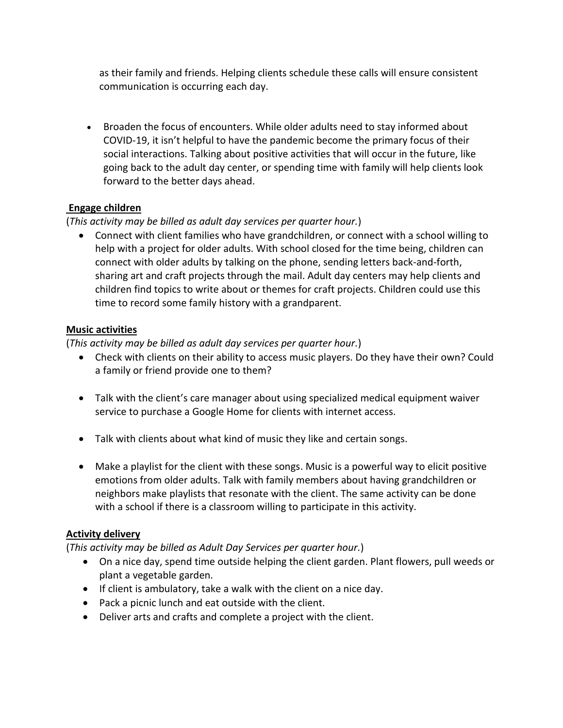as their family and friends. Helping clients schedule these calls will ensure consistent communication is occurring each day.

- Broaden the focus of encounters. While older adults need to stay informed about COVID-19, it isn't helpful to have the pandemic become the primary focus of their social interactions. Talking about positive activities that will occur in the future, like going back to the adult day center, or spending time with family will help clients look forward to the better days ahead.

**Engage children**

(*This activity may be billed as adult day services per quarter hour.*)

- Connect with client families who have grandchildren, or connect with a school willing to help with a project for older adults. With school closed for the time being, children can connect with older adults by talking on the phone, sending letters back-and-forth, sharing art and craft projects through the mail. Adult day centers may help clients and children find topics to write about or themes for craft projects. Children could use this time to record some family history with a grandparent.

**Music activities**

(*This activity may be billed as adult day services per quarter hour.*)

- Check with clients on their ability to access music players. Do they have their own? Could a family or friend provide one to them?

- Talk with the client's care manager about using specialized medical equipment waiver service to purchase a Google Home for clients with internet access.

- Talk with clients about what kind of music they like and certain songs.

- Make a playlist for the client with these songs. Music is a powerful way to elicit positive emotions from older adults. Talk with family members about having grandchildren or neighbors make playlists that resonate with the client. The same activity can be done with a school if there is a classroom willing to participate in this activity.

**Activity delivery**

(*This activity may be billed as Adult Day Services per quarter hour.*)

- On a nice day, spend time outside helping the client garden. Plant flowers, pull weeds or plant a vegetable garden.
- If client is ambulatory, take a walk with the client on a nice day.
- Pack a picnic lunch and eat outside with the client.
- Deliver arts and crafts and complete a project with the client.